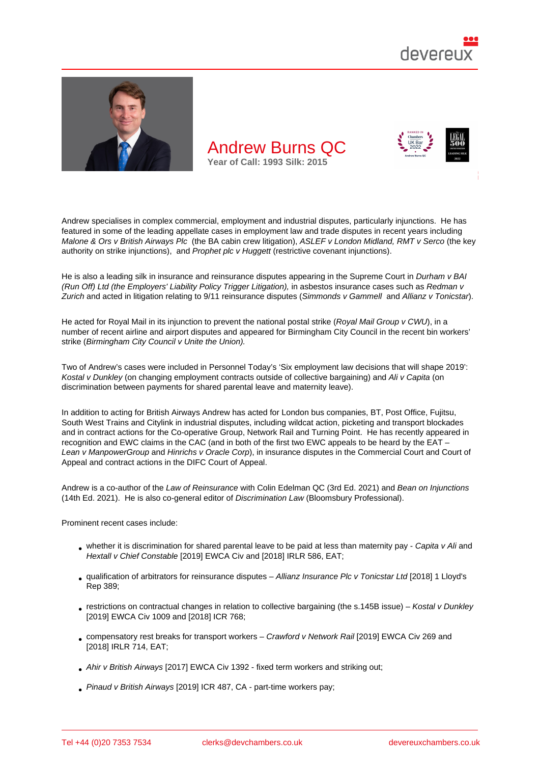# Andrew Burns QC

**Year of Call: 1993 Silk: 2015**

Andrew specialises in complex commercial, employment and industrial disputes, particularly injunctions. He has featured in some of the leading appellate cases in employment law and trade disputes in recent years including *Malone & Ors v British Airways Plc* (the BA cabin crew litigation), *ASLEF v London Midland, RMT v Serco* (the key authority on strike injunctions), and *Prophet plc v Huggett* (restrictive covenant injunctions).

He is also a leading silk in insurance and reinsurance disputes appearing in the Supreme Court in *Durham v BAI (Run Off) Ltd (the Employers' Liability Policy Trigger Litigation),* in asbestos insurance cases such as *Redman v Zurich* and acted in litigation relating to 9/11 reinsurance disputes (*Simmonds v Gammell* and *Allianz v Tonicstar*).

He acted for Royal Mail in its injunction to prevent the national postal strike (*Royal Mail Group v CWU*), in a number of recent airline and airport disputes and appeared for Birmingham City Council in the recent bin workers' strike (*Birmingham City Council v Unite the Union).*

Two of Andrew's cases were included in Personnel Today's 'Six employment law decisions that will shape 2019': *Kostal v Dunkley* (on changing employment contracts outside of collective bargaining) and *Ali v Capita* (on discrimination between payments for shared parental leave and maternity leave).

In addition to acting for British Airways Andrew has acted for London bus companies, BT, Post Office, Fujitsu, South West Trains and Citylink in industrial disputes, including wildcat action, picketing and transport blockades and in contract actions for the Co-operative Group, Network Rail and Turning Point. He has recently appeared in recognition and EWC claims in the CAC (and in both of the first two EWC appeals to be heard by the EAT – *Lean v ManpowerGroup* and *Hinrichs v Oracle Corp*), in insurance disputes in the Commercial Court and Court of Appeal and contract actions in the DIFC Court of Appeal.

Andrew is a co-author of the *Law of Reinsurance* with Colin Edelman QC (3rd Ed. 2021) and *Bean on Injunctions* (14th Ed. 2021). He is also co-general editor of *Discrimination Law* (Bloomsbury Professional).

Prominent recent cases include:

- whether it is discrimination for shared parental leave to be paid at less than maternity pay - *Capita v Ali* and *Hextall v Chief Constable* [2019] EWCA Civ and [2018] IRLR 586, EAT;
- qualification of arbitrators for reinsurance disputes – *Allianz Insurance Plc v Tonicstar Ltd* [2018] 1 Lloyd's Rep 389;
- restrictions on contractual changes in relation to collective bargaining (the s.145B issue) – *Kostal v Dunkley* [2019] EWCA Civ 1009 and [2018] ICR 768;
- compensatory rest breaks for transport workers – *Crawford v Network Rail* [2019] EWCA Civ 269 and [2018] IRLR 714, EAT;
- *Ahir v British Airways* [2017] EWCA Civ 1392 - fixed term workers and striking out;
- *Pinaud v British Airways* [2019] ICR 487, CA - part-time workers pay;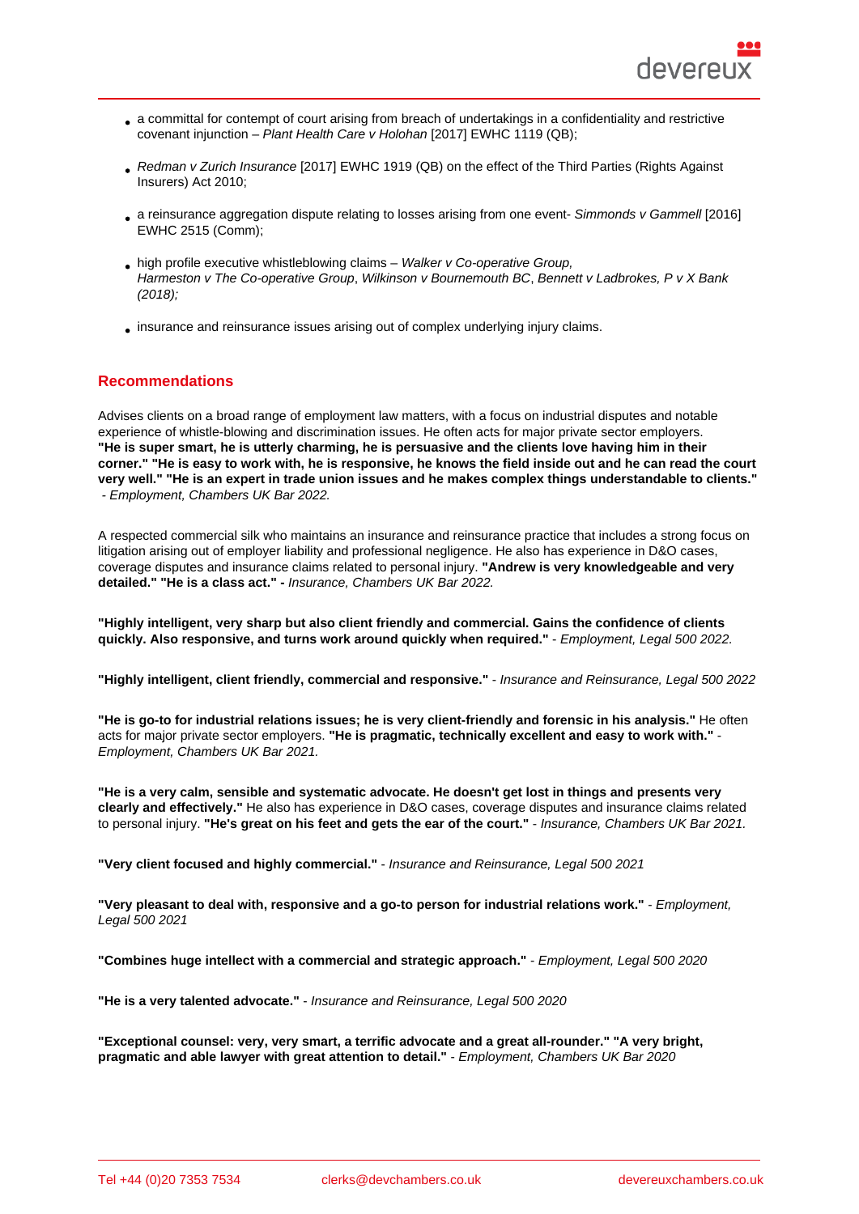- a committal for contempt of court arising from breach of undertakings in a confidentiality and restrictive covenant injunction – *Plant Health Care v Holohan* [2017] EWHC 1119 (QB);
- *Redman v Zurich Insurance* [2017] EWHC 1919 (QB) on the effect of the Third Parties (Rights Against Insurers) Act 2010;
- a reinsurance aggregation dispute relating to losses arising from one event- *Simmonds v Gammell* [2016] EWHC 2515 (Comm);
- high profile executive whistleblowing claims – *Walker v Co-operative Group, Harmeston v The Co-operative Group*, *Wilkinson v Bournemouth BC*, *Bennett v Ladbrokes, P v X Bank (2018);*
- insurance and reinsurance issues arising out of complex underlying injury claims.

## Recommendations

Advises clients on a broad range of employment law matters, with a focus on industrial disputes and notable experience of whistle-blowing and discrimination issues. He often acts for major private sector employers. **"He is super smart, he is utterly charming, he is persuasive and the clients love having him in their corner." "He is easy to work with, he is responsive, he knows the field inside out and he can read the court very well." "He is an expert in trade union issues and he makes complex things understandable to clients."** - *Employment, Chambers UK Bar 2022.*

A respected commercial silk who maintains an insurance and reinsurance practice that includes a strong focus on litigation arising out of employer liability and professional negligence. He also has experience in D&O cases, coverage disputes and insurance claims related to personal injury. **"Andrew is very knowledgeable and very detailed." "He is a class act." -** *Insurance, Chambers UK Bar 2022.*

**"Highly intelligent, very sharp but also client friendly and commercial. Gains the confidence of clients quickly. Also responsive, and turns work around quickly when required."** - *Employment, Legal 500 2022.*

**"Highly intelligent, client friendly, commercial and responsive."** - *Insurance and Reinsurance, Legal 500 2022*

**"He is go-to for industrial relations issues; he is very client-friendly and forensic in his analysis."** He often acts for major private sector employers. **"He is pragmatic, technically excellent and easy to work with."** - *Employment, Chambers UK Bar 2021.*

**"He is a very calm, sensible and systematic advocate. He doesn't get lost in things and presents very clearly and effectively."** He also has experience in D&O cases, coverage disputes and insurance claims related to personal injury. **"He's great on his feet and gets the ear of the court."** - *Insurance, Chambers UK Bar 2021.*

**"Very client focused and highly commercial."** - *Insurance and Reinsurance, Legal 500 2021*

**"Very pleasant to deal with, responsive and a go-to person for industrial relations work."** - *Employment, Legal 500 2021*

**"Combines huge intellect with a commercial and strategic approach."** - *Employment, Legal 500 2020*

**"He is a very talented advocate."** - *Insurance and Reinsurance, Legal 500 2020*

**"Exceptional counsel: very, very smart, a terrific advocate and a great all-rounder." "A very bright, pragmatic and able lawyer with great attention to detail."** - *Employment, Chambers UK Bar 2020*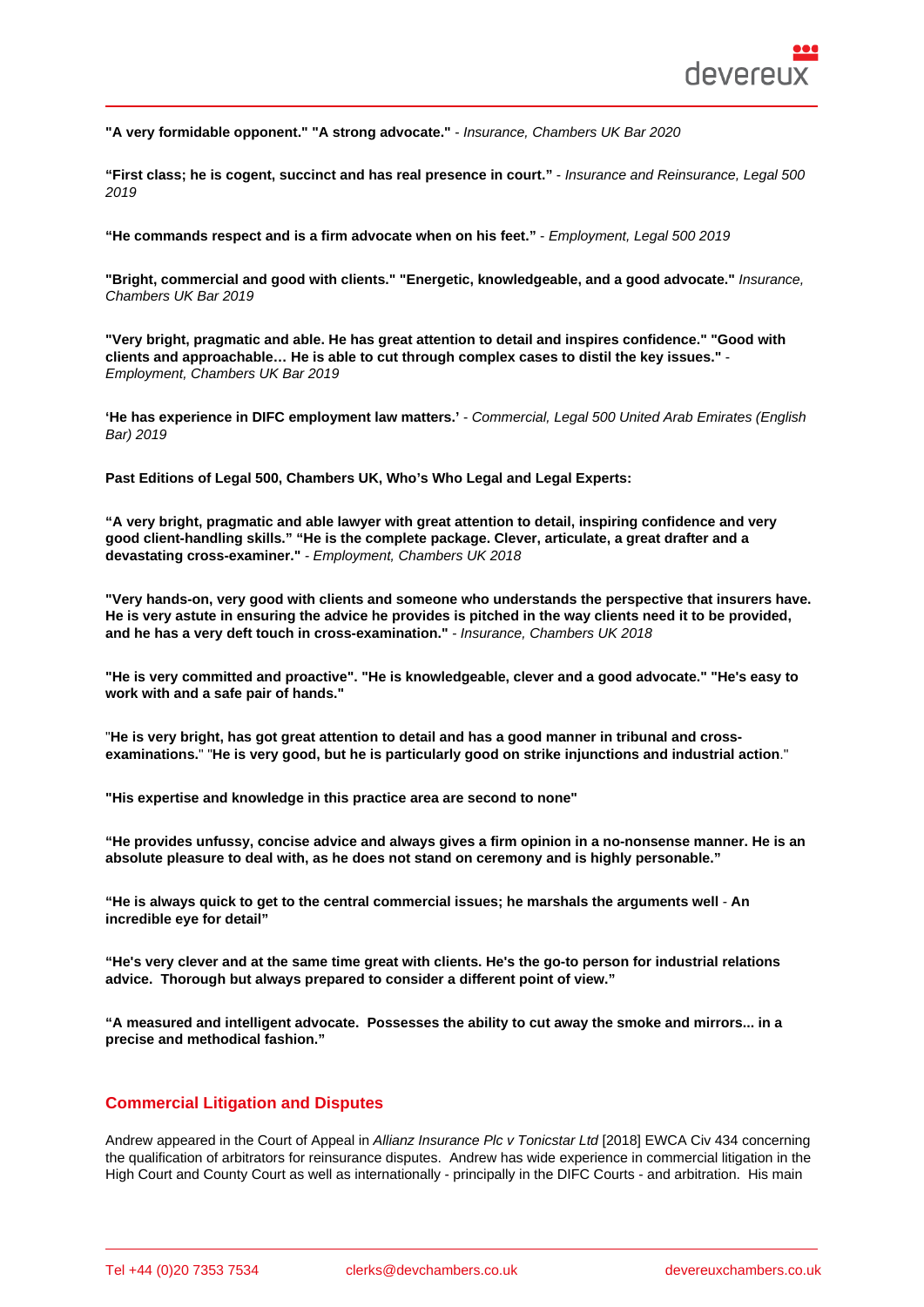**"A very formidable opponent." "A strong advocate."** - *Insurance, Chambers UK Bar 2020*

**"First class; he is cogent, succinct and has real presence in court."** - *Insurance and Reinsurance, Legal 500 2019*

**"He commands respect and is a firm advocate when on his feet."** - *Employment, Legal 500 2019*

**"Bright, commercial and good with clients." "Energetic, knowledgeable, and a good advocate."** *Insurance, Chambers UK Bar 2019*

**"Very bright, pragmatic and able. He has great attention to detail and inspires confidence." "Good with clients and approachable… He is able to cut through complex cases to distil the key issues."** - *Employment, Chambers UK Bar 2019*

**'He has experience in DIFC employment law matters.'** - *Commercial, Legal 500 United Arab Emirates (English Bar) 2019*

**Past Editions of Legal 500, Chambers UK, Who's Who Legal and Legal Experts:**

**"A very bright, pragmatic and able lawyer with great attention to detail, inspiring confidence and very good client-handling skills." "He is the complete package. Clever, articulate, a great drafter and a devastating cross-examiner."** - *Employment, Chambers UK 2018*

**"Very hands-on, very good with clients and someone who understands the perspective that insurers have. He is very astute in ensuring the advice he provides is pitched in the way clients need it to be provided, and he has a very deft touch in cross-examination."** - *Insurance, Chambers UK 2018*

**"He is very committed and proactive". "He is knowledgeable, clever and a good advocate." "He's easy to work with and a safe pair of hands."**

"**He is very bright, has got great attention to detail and has a good manner in tribunal and cross-examinations.**" "**He is very good, but he is particularly good on strike injunctions and industrial action**."

**"His expertise and knowledge in this practice area are second to none"**

**"He provides unfussy, concise advice and always gives a firm opinion in a no-nonsense manner. He is an absolute pleasure to deal with, as he does not stand on ceremony and is highly personable."**

**"He is always quick to get to the central commercial issues; he marshals the arguments well** - **An incredible eye for detail"**

**"He's very clever and at the same time great with clients. He's the go-to person for industrial relations advice. Thorough but always prepared to consider a different point of view."**

**"A measured and intelligent advocate. Possesses the ability to cut away the smoke and mirrors... in a precise and methodical fashion."**

## Commercial Litigation and Disputes

Andrew appeared in the Court of Appeal in *Allianz Insurance Plc v Tonicstar Ltd* [2018] EWCA Civ 434 concerning the qualification of arbitrators for reinsurance disputes. Andrew has wide experience in commercial litigation in the High Court and County Court as well as internationally - principally in the DIFC Courts - and arbitration. His main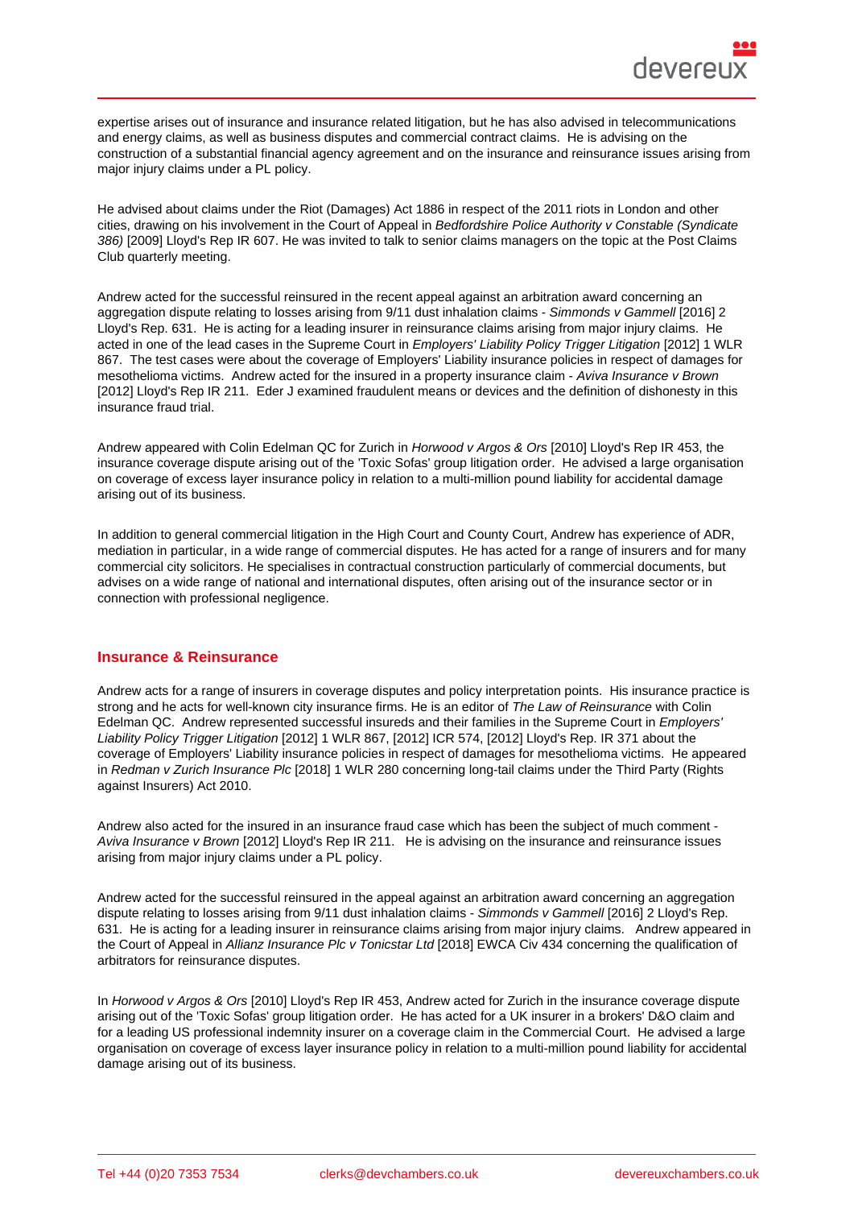expertise arises out of insurance and insurance related litigation, but he has also advised in telecommunications and energy claims, as well as business disputes and commercial contract claims. He is advising on the construction of a substantial financial agency agreement and on the insurance and reinsurance issues arising from major injury claims under a PL policy.

He advised about claims under the Riot (Damages) Act 1886 in respect of the 2011 riots in London and other cities, drawing on his involvement in the Court of Appeal in *Bedfordshire Police Authority v Constable (Syndicate 386)* [2009] Lloyd's Rep IR 607. He was invited to talk to senior claims managers on the topic at the Post Claims Club quarterly meeting.

Andrew acted for the successful reinsured in the recent appeal against an arbitration award concerning an aggregation dispute relating to losses arising from 9/11 dust inhalation claims - *Simmonds v Gammell* [2016] 2 Lloyd's Rep. 631. He is acting for a leading insurer in reinsurance claims arising from major injury claims. He acted in one of the lead cases in the Supreme Court in *Employers' Liability Policy Trigger Litigation* [2012] 1 WLR 867. The test cases were about the coverage of Employers' Liability insurance policies in respect of damages for mesothelioma victims. Andrew acted for the insured in a property insurance claim - *Aviva Insurance v Brown* [2012] Lloyd's Rep IR 211. Eder J examined fraudulent means or devices and the definition of dishonesty in this insurance fraud trial.

Andrew appeared with Colin Edelman QC for Zurich in *Horwood v Argos & Ors* [2010] Lloyd's Rep IR 453, the insurance coverage dispute arising out of the 'Toxic Sofas' group litigation order. He advised a large organisation on coverage of excess layer insurance policy in relation to a multi-million pound liability for accidental damage arising out of its business.

In addition to general commercial litigation in the High Court and County Court, Andrew has experience of ADR, mediation in particular, in a wide range of commercial disputes. He has acted for a range of insurers and for many commercial city solicitors. He specialises in contractual construction particularly of commercial documents, but advises on a wide range of national and international disputes, often arising out of the insurance sector or in connection with professional negligence.

## Insurance & Reinsurance

Andrew acts for a range of insurers in coverage disputes and policy interpretation points. His insurance practice is strong and he acts for well-known city insurance firms. He is an editor of *The Law of Reinsurance* with Colin Edelman QC. Andrew represented successful insureds and their families in the Supreme Court in *Employers' Liability Policy Trigger Litigation* [2012] 1 WLR 867, [2012] ICR 574, [2012] Lloyd's Rep. IR 371 about the coverage of Employers' Liability insurance policies in respect of damages for mesothelioma victims. He appeared in *Redman v Zurich Insurance Plc* [2018] 1 WLR 280 concerning long-tail claims under the Third Party (Rights against Insurers) Act 2010.

Andrew also acted for the insured in an insurance fraud case which has been the subject of much comment - *Aviva Insurance v Brown* [2012] Lloyd's Rep IR 211. He is advising on the insurance and reinsurance issues arising from major injury claims under a PL policy.

Andrew acted for the successful reinsured in the appeal against an arbitration award concerning an aggregation dispute relating to losses arising from 9/11 dust inhalation claims - *Simmonds v Gammell* [2016] 2 Lloyd's Rep. 631. He is acting for a leading insurer in reinsurance claims arising from major injury claims. Andrew appeared in the Court of Appeal in *Allianz Insurance Plc v Tonicstar Ltd* [2018] EWCA Civ 434 concerning the qualification of arbitrators for reinsurance disputes.

In *Horwood v Argos & Ors* [2010] Lloyd's Rep IR 453, Andrew acted for Zurich in the insurance coverage dispute arising out of the 'Toxic Sofas' group litigation order. He has acted for a UK insurer in a brokers' D&O claim and for a leading US professional indemnity insurer on a coverage claim in the Commercial Court. He advised a large organisation on coverage of excess layer insurance policy in relation to a multi-million pound liability for accidental damage arising out of its business.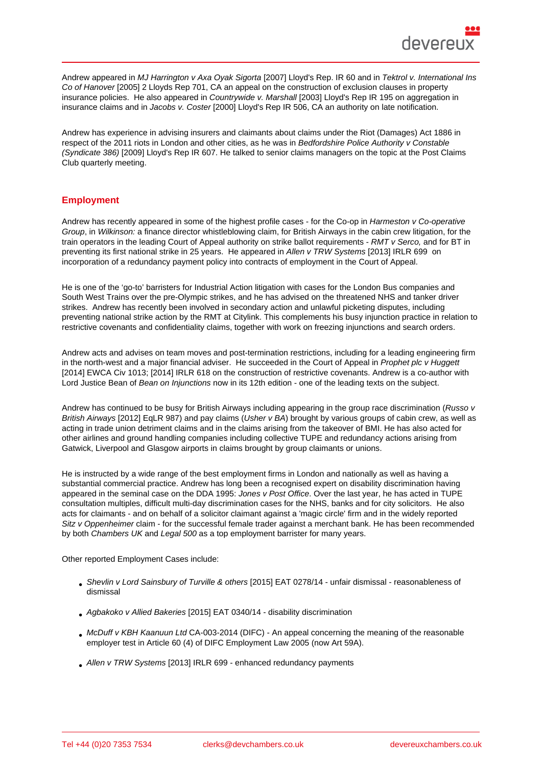Andrew appeared in *MJ Harrington v Axa Oyak Sigorta* [2007] Lloyd's Rep. IR 60 and in *Tektrol v. International Ins Co of Hanover* [2005] 2 Lloyds Rep 701, CA an appeal on the construction of exclusion clauses in property insurance policies. He also appeared in *Countrywide v. Marshall* [2003] Lloyd's Rep IR 195 on aggregation in insurance claims and in *Jacobs v. Coster* [2000] Lloyd's Rep IR 506, CA an authority on late notification.

Andrew has experience in advising insurers and claimants about claims under the Riot (Damages) Act 1886 in respect of the 2011 riots in London and other cities, as he was in *Bedfordshire Police Authority v Constable (Syndicate 386)* [2009] Lloyd's Rep IR 607. He talked to senior claims managers on the topic at the Post Claims Club quarterly meeting.

## Employment

Andrew has recently appeared in some of the highest profile cases - for the Co-op in *Harmeston v Co-operative Group*, in *Wilkinson:* a finance director whistleblowing claim, for British Airways in the cabin crew litigation, for the train operators in the leading Court of Appeal authority on strike ballot requirements - *RMT v Serco,* and for BT in preventing its first national strike in 25 years. He appeared in *Allen v TRW Systems* [2013] IRLR 699 on incorporation of a redundancy payment policy into contracts of employment in the Court of Appeal.

He is one of the 'go-to' barristers for Industrial Action litigation with cases for the London Bus companies and South West Trains over the pre-Olympic strikes, and he has advised on the threatened NHS and tanker driver strikes. Andrew has recently been involved in secondary action and unlawful picketing disputes, including preventing national strike action by the RMT at Citylink. This complements his busy injunction practice in relation to restrictive covenants and confidentiality claims, together with work on freezing injunctions and search orders.

Andrew acts and advises on team moves and post-termination restrictions, including for a leading engineering firm in the north-west and a major financial adviser. He succeeded in the Court of Appeal in *Prophet plc v Huggett* [2014] EWCA Civ 1013; [2014] IRLR 618 on the construction of restrictive covenants. Andrew is a co-author with Lord Justice Bean of *Bean on Injunctions* now in its 12th edition - one of the leading texts on the subject.

Andrew has continued to be busy for British Airways including appearing in the group race discrimination (*Russo v British Airways* [2012] EqLR 987) and pay claims (*Usher v BA*) brought by various groups of cabin crew, as well as acting in trade union detriment claims and in the claims arising from the takeover of BMI. He has also acted for other airlines and ground handling companies including collective TUPE and redundancy actions arising from Gatwick, Liverpool and Glasgow airports in claims brought by group claimants or unions.

He is instructed by a wide range of the best employment firms in London and nationally as well as having a substantial commercial practice. Andrew has long been a recognised expert on disability discrimination having appeared in the seminal case on the DDA 1995: *Jones v Post Office*. Over the last year, he has acted in TUPE consultation multiples, difficult multi-day discrimination cases for the NHS, banks and for city solicitors. He also acts for claimants - and on behalf of a solicitor claimant against a 'magic circle' firm and in the widely reported *Sitz v Oppenheimer* claim - for the successful female trader against a merchant bank. He has been recommended by both *Chambers UK* and *Legal 500* as a top employment barrister for many years.

Other reported Employment Cases include:

- *Shevlin v Lord Sainsbury of Turville & others* [2015] EAT 0278/14 - unfair dismissal - reasonableness of dismissal
- *Agbakoko v Allied Bakeries* [2015] EAT 0340/14 - disability discrimination
- *McDuff v KBH Kaanuun Ltd* CA-003-2014 (DIFC) - An appeal concerning the meaning of the reasonable employer test in Article 60 (4) of DIFC Employment Law 2005 (now Art 59A).
- *Allen v TRW Systems* [2013] IRLR 699 - enhanced redundancy payments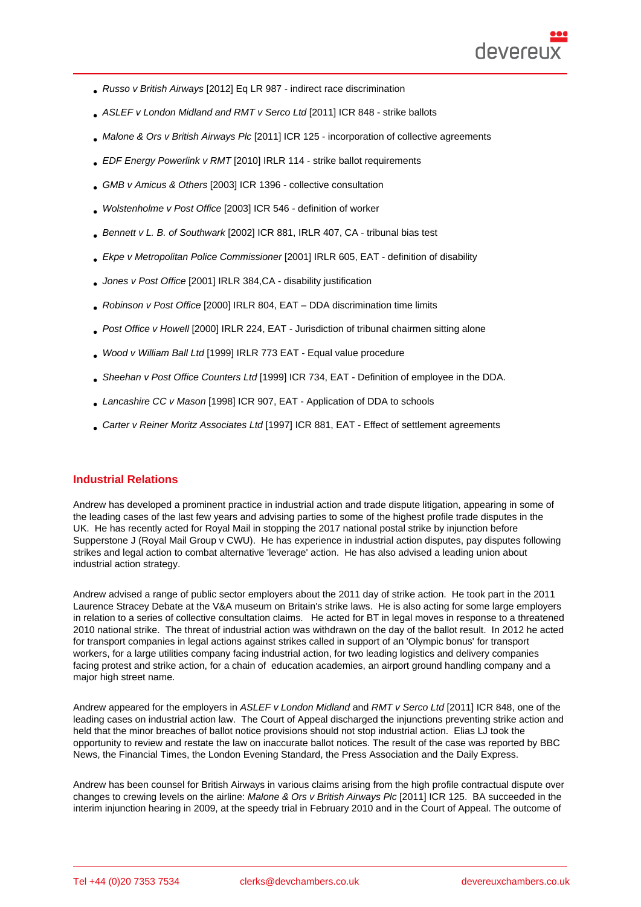- *Russo v British Airways* [2012] Eq LR 987 - indirect race discrimination
- *ASLEF v London Midland and RMT v Serco Ltd* [2011] ICR 848 - strike ballots
- *Malone & Ors v British Airways Plc* [2011] ICR 125 - incorporation of collective agreements
- *EDF Energy Powerlink v RMT* [2010] IRLR 114 - strike ballot requirements
- *GMB v Amicus & Others* [2003] ICR 1396 - collective consultation
- *Wolstenholme v Post Office* [2003] ICR 546 - definition of worker
- *Bennett v L. B. of Southwark* [2002] ICR 881, IRLR 407, CA - tribunal bias test
- *Ekpe v Metropolitan Police Commissioner* [2001] IRLR 605, EAT - definition of disability
- *Jones v Post Office* [2001] IRLR 384,CA - disability justification
- *Robinson v Post Office* [2000] IRLR 804, EAT – DDA discrimination time limits
- *Post Office v Howell* [2000] IRLR 224, EAT - Jurisdiction of tribunal chairmen sitting alone
- *Wood v William Ball Ltd* [1999] IRLR 773 EAT - Equal value procedure
- *Sheehan v Post Office Counters Ltd* [1999] ICR 734, EAT - Definition of employee in the DDA.
- *Lancashire CC v Mason* [1998] ICR 907, EAT - Application of DDA to schools
- *Carter v Reiner Moritz Associates Ltd* [1997] ICR 881, EAT - Effect of settlement agreements

## Industrial Relations

Andrew has developed a prominent practice in industrial action and trade dispute litigation, appearing in some of the leading cases of the last few years and advising parties to some of the highest profile trade disputes in the UK. He has recently acted for Royal Mail in stopping the 2017 national postal strike by injunction before Supperstone J (Royal Mail Group v CWU). He has experience in industrial action disputes, pay disputes following strikes and legal action to combat alternative 'leverage' action. He has also advised a leading union about industrial action strategy.

Andrew advised a range of public sector employers about the 2011 day of strike action. He took part in the 2011 Laurence Stracey Debate at the V&A museum on Britain's strike laws. He is also acting for some large employers in relation to a series of collective consultation claims. He acted for BT in legal moves in response to a threatened 2010 national strike. The threat of industrial action was withdrawn on the day of the ballot result. In 2012 he acted for transport companies in legal actions against strikes called in support of an 'Olympic bonus' for transport workers, for a large utilities company facing industrial action, for two leading logistics and delivery companies facing protest and strike action, for a chain of education academies, an airport ground handling company and a major high street name.

Andrew appeared for the employers in *ASLEF v London Midland* and *RMT v Serco Ltd* [2011] ICR 848, one of the leading cases on industrial action law. The Court of Appeal discharged the injunctions preventing strike action and held that the minor breaches of ballot notice provisions should not stop industrial action. Elias LJ took the opportunity to review and restate the law on inaccurate ballot notices. The result of the case was reported by BBC News, the Financial Times, the London Evening Standard, the Press Association and the Daily Express.

Andrew has been counsel for British Airways in various claims arising from the high profile contractual dispute over changes to crewing levels on the airline: *Malone & Ors v British Airways Plc* [2011] ICR 125. BA succeeded in the interim injunction hearing in 2009, at the speedy trial in February 2010 and in the Court of Appeal. The outcome of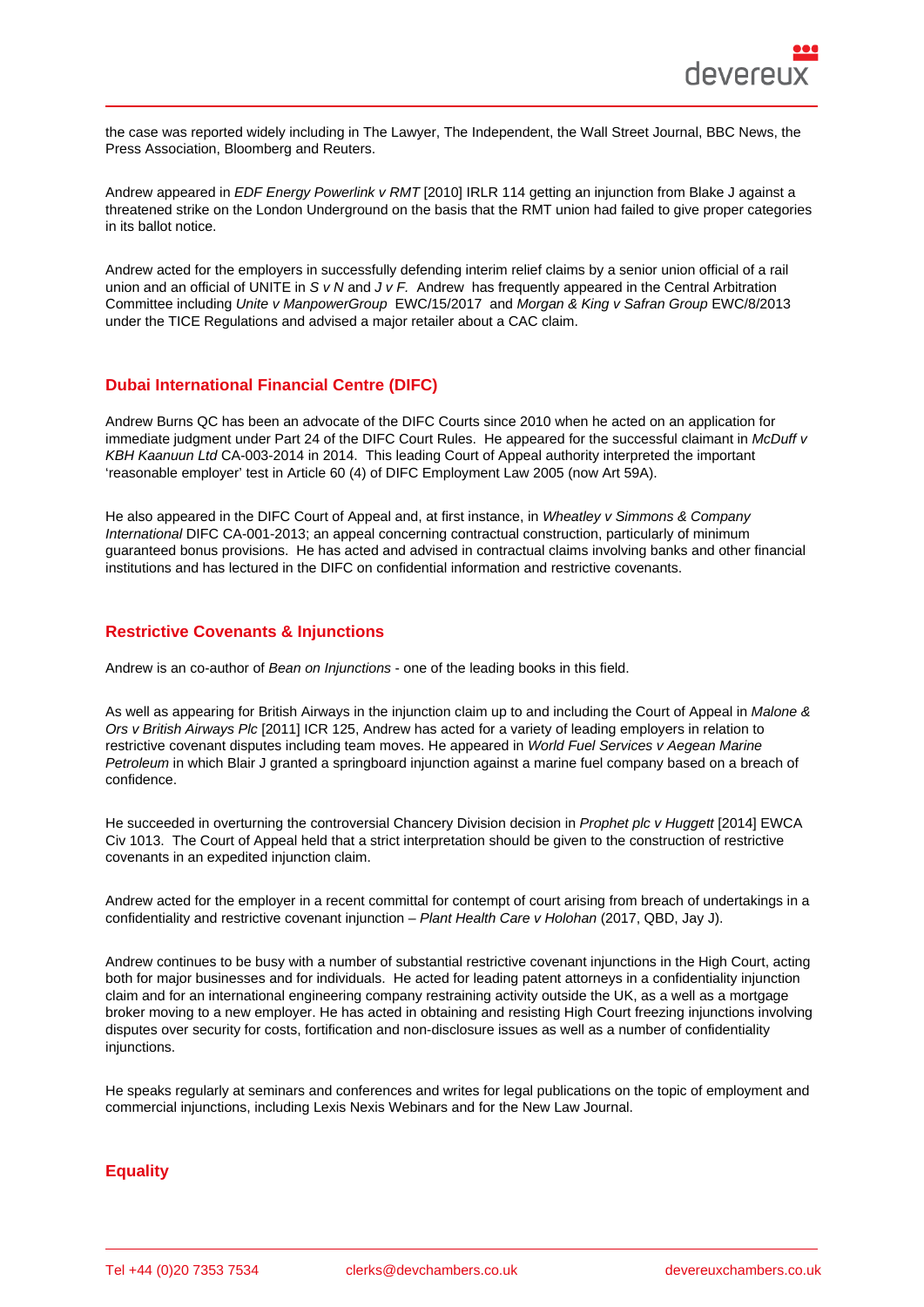the case was reported widely including in The Lawyer, The Independent, the Wall Street Journal, BBC News, the Press Association, Bloomberg and Reuters.

Andrew appeared in *EDF Energy Powerlink v RMT* [2010] IRLR 114 getting an injunction from Blake J against a threatened strike on the London Underground on the basis that the RMT union had failed to give proper categories in its ballot notice.

Andrew acted for the employers in successfully defending interim relief claims by a senior union official of a rail union and an official of UNITE in *S v N* and *J v F*. Andrew has frequently appeared in the Central Arbitration Committee including *Unite v ManpowerGroup* EWC/15/2017 and *Morgan & King v Safran Group* EWC/8/2013 under the TICE Regulations and advised a major retailer about a CAC claim.

## Dubai International Financial Centre (DIFC)

Andrew Burns QC has been an advocate of the DIFC Courts since 2010 when he acted on an application for immediate judgment under Part 24 of the DIFC Court Rules. He appeared for the successful claimant in *McDuff v KBH Kaanuun Ltd* CA-003-2014 in 2014. This leading Court of Appeal authority interpreted the important 'reasonable employer' test in Article 60 (4) of DIFC Employment Law 2005 (now Art 59A).

He also appeared in the DIFC Court of Appeal and, at first instance, in *Wheatley v Simmons & Company International* DIFC CA-001-2013; an appeal concerning contractual construction, particularly of minimum guaranteed bonus provisions. He has acted and advised in contractual claims involving banks and other financial institutions and has lectured in the DIFC on confidential information and restrictive covenants.

## Restrictive Covenants & Injunctions

Andrew is an co-author of *Bean on Injunctions* - one of the leading books in this field.

As well as appearing for British Airways in the injunction claim up to and including the Court of Appeal in *Malone & Ors v British Airways Plc* [2011] ICR 125, Andrew has acted for a variety of leading employers in relation to restrictive covenant disputes including team moves. He appeared in *World Fuel Services v Aegean Marine Petroleum* in which Blair J granted a springboard injunction against a marine fuel company based on a breach of confidence.

He succeeded in overturning the controversial Chancery Division decision in *Prophet plc v Huggett* [2014] EWCA Civ 1013. The Court of Appeal held that a strict interpretation should be given to the construction of restrictive covenants in an expedited injunction claim.

Andrew acted for the employer in a recent committal for contempt of court arising from breach of undertakings in a confidentiality and restrictive covenant injunction – *Plant Health Care v Holohan* (2017, QBD, Jay J).

Andrew continues to be busy with a number of substantial restrictive covenant injunctions in the High Court, acting both for major businesses and for individuals. He acted for leading patent attorneys in a confidentiality injunction claim and for an international engineering company restraining activity outside the UK, as a well as a mortgage broker moving to a new employer. He has acted in obtaining and resisting High Court freezing injunctions involving disputes over security for costs, fortification and non-disclosure issues as well as a number of confidentiality injunctions.

He speaks regularly at seminars and conferences and writes for legal publications on the topic of employment and commercial injunctions, including Lexis Nexis Webinars and for the New Law Journal.

## Equality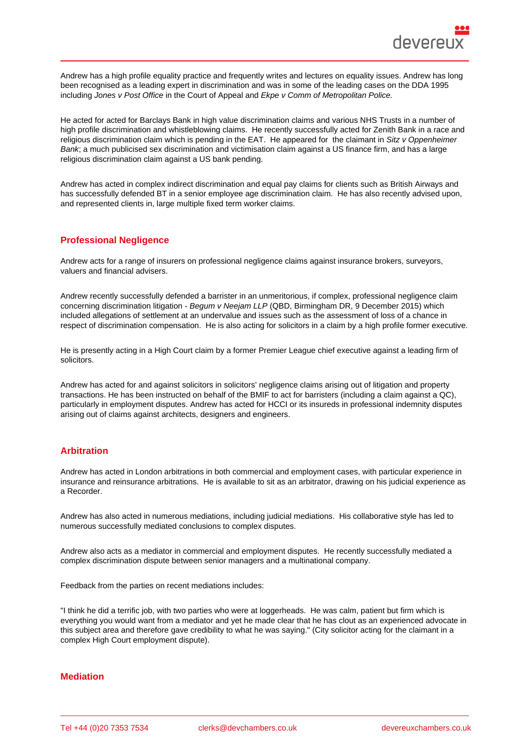Andrew has a high profile equality practice and frequently writes and lectures on equality issues. Andrew has long been recognised as a leading expert in discrimination and was in some of the leading cases on the DDA 1995 including *Jones v Post Office* in the Court of Appeal and *Ekpe v Comm of Metropolitan Police.*

He acted for acted for Barclays Bank in high value discrimination claims and various NHS Trusts in a number of high profile discrimination and whistleblowing claims. He recently successfully acted for Zenith Bank in a race and religious discrimination claim which is pending in the EAT. He appeared for the claimant in *Sitz v Oppenheimer Bank*; a much publicised sex discrimination and victimisation claim against a US finance firm, and has a large religious discrimination claim against a US bank pending.

Andrew has acted in complex indirect discrimination and equal pay claims for clients such as British Airways and has successfully defended BT in a senior employee age discrimination claim. He has also recently advised upon, and represented clients in, large multiple fixed term worker claims.

## Professional Negligence

Andrew acts for a range of insurers on professional negligence claims against insurance brokers, surveyors, valuers and financial advisers.

Andrew recently successfully defended a barrister in an unmeritorious, if complex, professional negligence claim concerning discrimination litigation - *Begum v Neejam LLP* (QBD, Birmingham DR, 9 December 2015) which included allegations of settlement at an undervalue and issues such as the assessment of loss of a chance in respect of discrimination compensation. He is also acting for solicitors in a claim by a high profile former executive.

He is presently acting in a High Court claim by a former Premier League chief executive against a leading firm of solicitors.

Andrew has acted for and against solicitors in solicitors' negligence claims arising out of litigation and property transactions. He has been instructed on behalf of the BMIF to act for barristers (including a claim against a QC), particularly in employment disputes. Andrew has acted for HCCI or its insureds in professional indemnity disputes arising out of claims against architects, designers and engineers.

## Arbitration

Andrew has acted in London arbitrations in both commercial and employment cases, with particular experience in insurance and reinsurance arbitrations. He is available to sit as an arbitrator, drawing on his judicial experience as a Recorder.

Andrew has also acted in numerous mediations, including judicial mediations. His collaborative style has led to numerous successfully mediated conclusions to complex disputes.

Andrew also acts as a mediator in commercial and employment disputes. He recently successfully mediated a complex discrimination dispute between senior managers and a multinational company.

Feedback from the parties on recent mediations includes:

"I think he did a terrific job, with two parties who were at loggerheads. He was calm, patient but firm which is everything you would want from a mediator and yet he made clear that he has clout as an experienced advocate in this subject area and therefore gave credibility to what he was saying." (City solicitor acting for the claimant in a complex High Court employment dispute).

## Mediation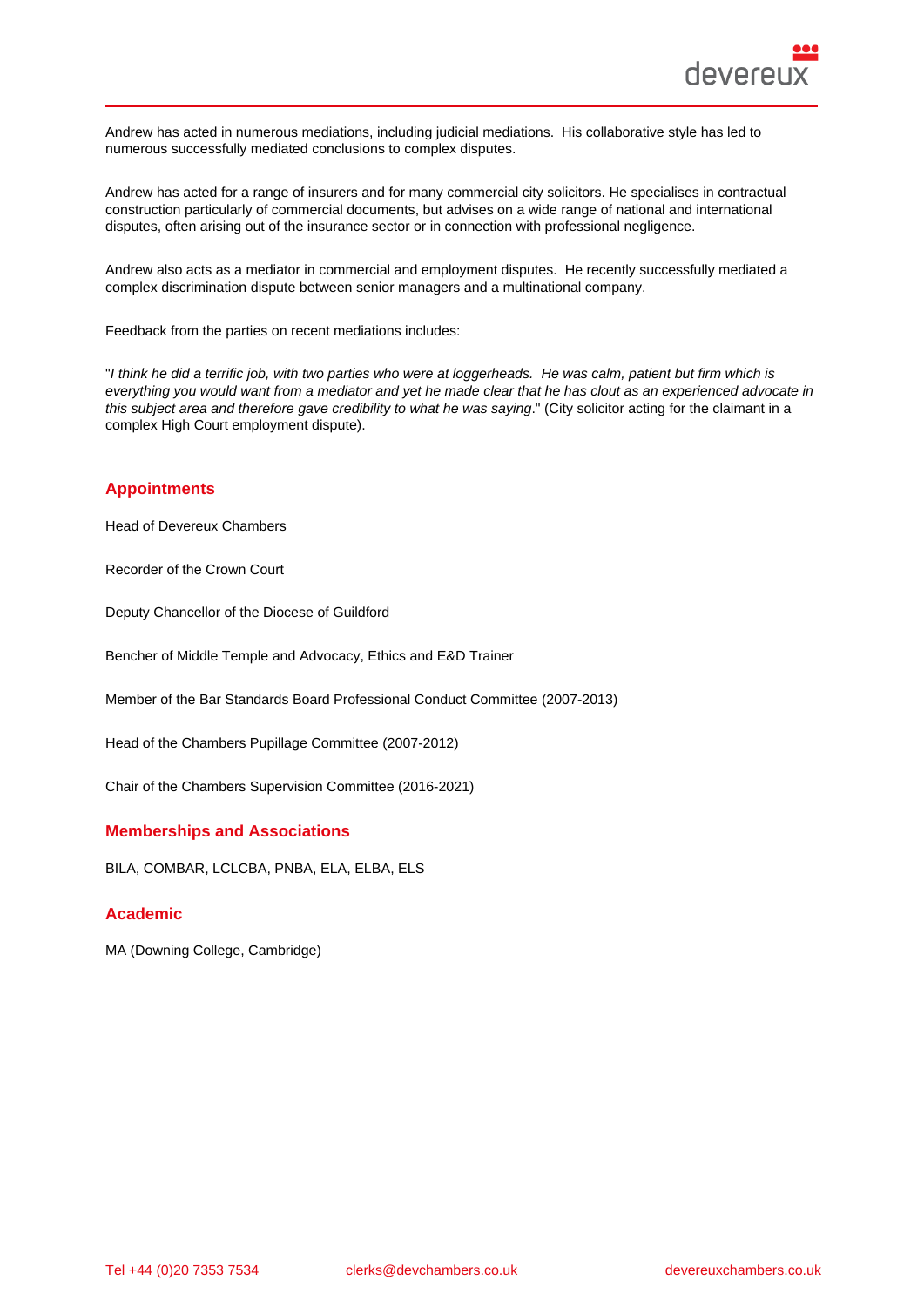Andrew has acted in numerous mediations, including judicial mediations. His collaborative style has led to numerous successfully mediated conclusions to complex disputes.

Andrew has acted for a range of insurers and for many commercial city solicitors. He specialises in contractual construction particularly of commercial documents, but advises on a wide range of national and international disputes, often arising out of the insurance sector or in connection with professional negligence.

Andrew also acts as a mediator in commercial and employment disputes. He recently successfully mediated a complex discrimination dispute between senior managers and a multinational company.

Feedback from the parties on recent mediations includes:

"*I think he did a terrific job, with two parties who were at loggerheads. He was calm, patient but firm which is everything you would want from a mediator and yet he made clear that he has clout as an experienced advocate in this subject area and therefore gave credibility to what he was saying*." (City solicitor acting for the claimant in a complex High Court employment dispute).

## Appointments

Head of Devereux Chambers

Recorder of the Crown Court

Deputy Chancellor of the Diocese of Guildford

Bencher of Middle Temple and Advocacy, Ethics and E&D Trainer

Member of the Bar Standards Board Professional Conduct Committee (2007-2013)

Head of the Chambers Pupillage Committee (2007-2012)

Chair of the Chambers Supervision Committee (2016-2021)

## Memberships and Associations

BILA, COMBAR, LCLCBA, PNBA, ELA, ELBA, ELS

## Academic

MA (Downing College, Cambridge)